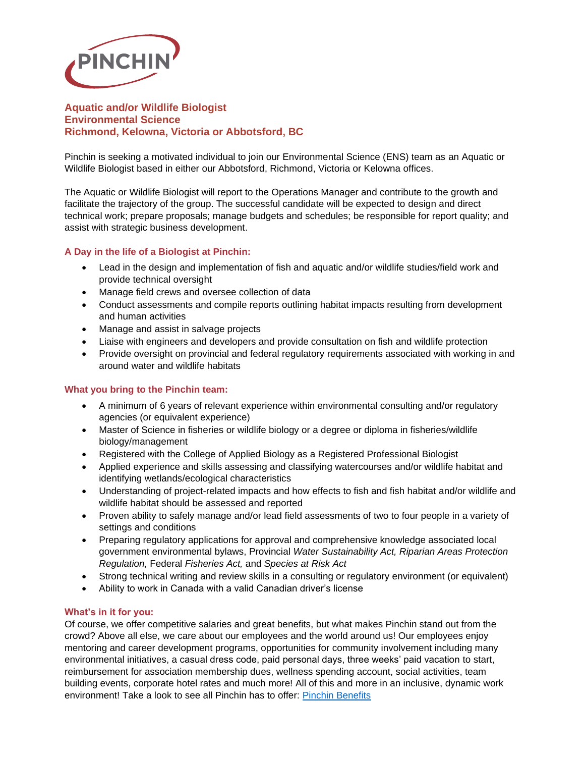PINCHIN

# Aquatic and/or Wildlife Biologist
## Environmental Science
## Richmond, Kelowna, Victoria or Abbotsford, BC

Pinchin is seeking a motivated individual to join our Environmental Science (ENS) team as an Aquatic or Wildlife Biologist based in either our Abbotsford, Richmond, Victoria or Kelowna offices.

The Aquatic or Wildlife Biologist will report to the Operations Manager and contribute to the growth and facilitate the trajectory of the group. The successful candidate will be expected to design and direct technical work; prepare proposals; manage budgets and schedules; be responsible for report quality; and assist with strategic business development.

### A Day in the life of a Biologist at Pinchin:

- Lead in the design and implementation of fish and aquatic and/or wildlife studies/field work and provide technical oversight
- Manage field crews and oversee collection of data
- Conduct assessments and compile reports outlining habitat impacts resulting from development and human activities
- Manage and assist in salvage projects
- Liaise with engineers and developers and provide consultation on fish and wildlife protection
- Provide oversight on provincial and federal regulatory requirements associated with working in and around water and wildlife habitats

### What you bring to the Pinchin team:

- A minimum of 6 years of relevant experience within environmental consulting and/or regulatory agencies (or equivalent experience)
- Master of Science in fisheries or wildlife biology or a degree or diploma in fisheries/wildlife biology/management
- Registered with the College of Applied Biology as a Registered Professional Biologist
- Applied experience and skills assessing and classifying watercourses and/or wildlife habitat and identifying wetlands/ecological characteristics
- Understanding of project-related impacts and how effects to fish and fish habitat and/or wildlife and wildlife habitat should be assessed and reported
- Proven ability to safely manage and/or lead field assessments of two to four people in a variety of settings and conditions
- Preparing regulatory applications for approval and comprehensive knowledge associated local government environmental bylaws, Provincial *Water Sustainability Act, Riparian Areas Protection Regulation,* Federal *Fisheries Act,* and *Species at Risk Act*
- Strong technical writing and review skills in a consulting or regulatory environment (or equivalent)
- Ability to work in Canada with a valid Canadian driver's license

### What's in it for you:

Of course, we offer competitive salaries and great benefits, but what makes Pinchin stand out from the crowd? Above all else, we care about our employees and the world around us! Our employees enjoy mentoring and career development programs, opportunities for community involvement including many environmental initiatives, a casual dress code, paid personal days, three weeks' paid vacation to start, reimbursement for association membership dues, wellness spending account, social activities, team building events, corporate hotel rates and much more! All of this and more in an inclusive, dynamic work environment! Take a look to see all Pinchin has to offer: Pinchin Benefits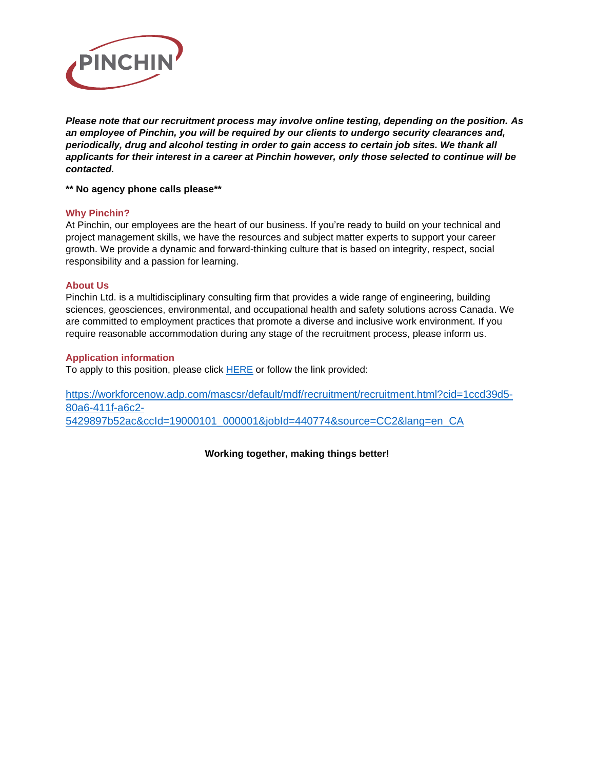***Please note that our recruitment process may involve online testing, depending on the position. As an employee of Pinchin, you will be required by our clients to undergo security clearances and, periodically, drug and alcohol testing in order to gain access to certain job sites. We thank all applicants for their interest in a career at Pinchin however, only those selected to continue will be contacted.***

**** No agency phone calls please****

### Why Pinchin?

At Pinchin, our employees are the heart of our business. If you're ready to build on your technical and project management skills, we have the resources and subject matter experts to support your career growth. We provide a dynamic and forward-thinking culture that is based on integrity, respect, social responsibility and a passion for learning.

### About Us

Pinchin Ltd. is a multidisciplinary consulting firm that provides a wide range of engineering, building sciences, geosciences, environmental, and occupational health and safety solutions across Canada. We are committed to employment practices that promote a diverse and inclusive work environment. If you require reasonable accommodation during any stage of the recruitment process, please inform us.

### Application information

To apply to this position, please click [HERE](https://workforcenow.adp.com/mascsr/default/mdf/recruitment/recruitment.html?cid=1ccd39d5-80a6-411f-a6c2-5429897b52ac&ccId=19000101_000001&jobId=440774&source=CC2&lang=en_CA) or follow the link provided:

https://workforcenow.adp.com/mascsr/default/mdf/recruitment/recruitment.html?cid=1ccd39d5-80a6-411f-a6c2-5429897b52ac&ccId=19000101_000001&jobId=440774&source=CC2&lang=en_CA

**Working together, making things better!**